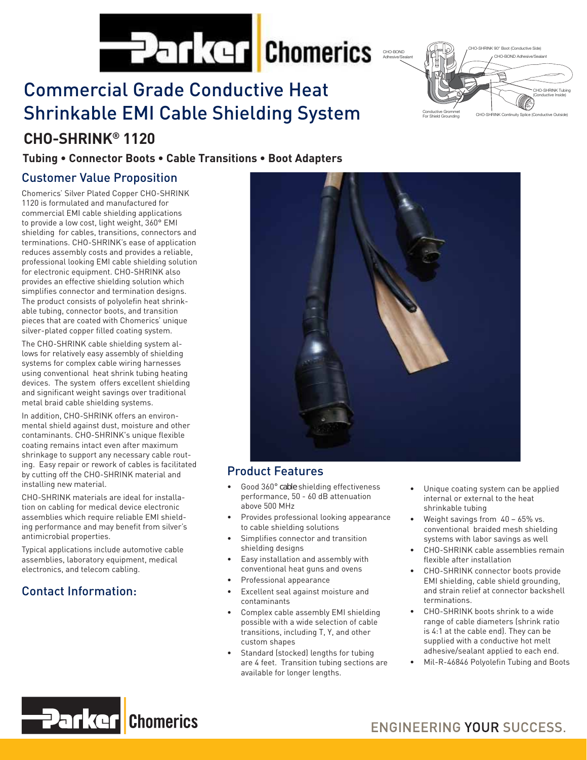# Commercial Grade Conductive Heat Shrinkable EMI Cable Shielding System

## CHO-SHRINK® 1120

**Tubing • Connector Boots • Cable Transitions • Boot Adapters**

## Customer Value Proposition

Chomerics' Silver Plated Copper CHO-SHRINK 1120 is formulated and manufactured for commercial EMI cable shielding applications to provide a low cost, light weight, 360° EMI shielding for cables, transitions, connectors and terminations. CHO-SHRINK's ease of application reduces assembly costs and provides a reliable, professional looking EMI cable shielding solution for electronic equipment. CHO-SHRINK also provides an effective shielding solution which simplifies connector and termination designs. The product consists of polyolefin heat shrinkable tubing, connector boots, and transition pieces that are coated with Chomerics' unique silver-plated copper filled coating system.

The CHO-SHRINK cable shielding system allows for relatively easy assembly of shielding systems for complex cable wiring harnesses using conventional heat shrink tubing heating devices. The system offers excellent shielding and significant weight savings over traditional metal braid cable shielding systems.

In addition, CHO-SHRINK offers an environmental shield against dust, moisture and other contaminants. CHO-SHRINK's unique flexible coating remains intact even after maximum shrinkage to support any necessary cable routing. Easy repair or rework of cables is facilitated by cutting off the CHO-SHRINK material and installing new material.

CHO-SHRINK materials are ideal for installation on cabling for medical device electronic assemblies which require reliable EMI shielding performance and may benefit from silver's antimicrobial properties.

Typical applications include automotive cable assemblies, laboratory equipment, medical electronics, and telecom cabling.

## Contact Information:

## Product Features

- Good 360° cable shielding effectiveness performance, 50 - 60 dB attenuation above 500 MHz
- Provides professional looking appearance to cable shielding solutions
- Simplifies connector and transition shielding designs
- Easy installation and assembly with conventional heat guns and ovens
- Professional appearance
- Excellent seal against moisture and contaminants
- Complex cable assembly EMI shielding possible with a wide selection of cable transitions, including T, Y, and other custom shapes
- Standard (stocked) lengths for tubing are 4 feet. Transition tubing sections are available for longer lengths.
- Unique coating system can be applied internal or external to the heat shrinkable tubing
- Weight savings from 40 – 65% vs. conventional braided mesh shielding systems with labor savings as well
- CHO-SHRINK cable assemblies remain flexible after installation
- CHO-SHRINK connector boots provide EMI shielding, cable shield grounding, and strain relief at connector backshell terminations.
- CHO-SHRINK boots shrink to a wide range of cable diameters (shrink ratio is 4:1 at the cable end). They can be supplied with a conductive hot melt adhesive/sealant applied to each end.
- Mil-R-46846 Polyolefin Tubing and Boots

ENGINEERING YOUR SUCCESS.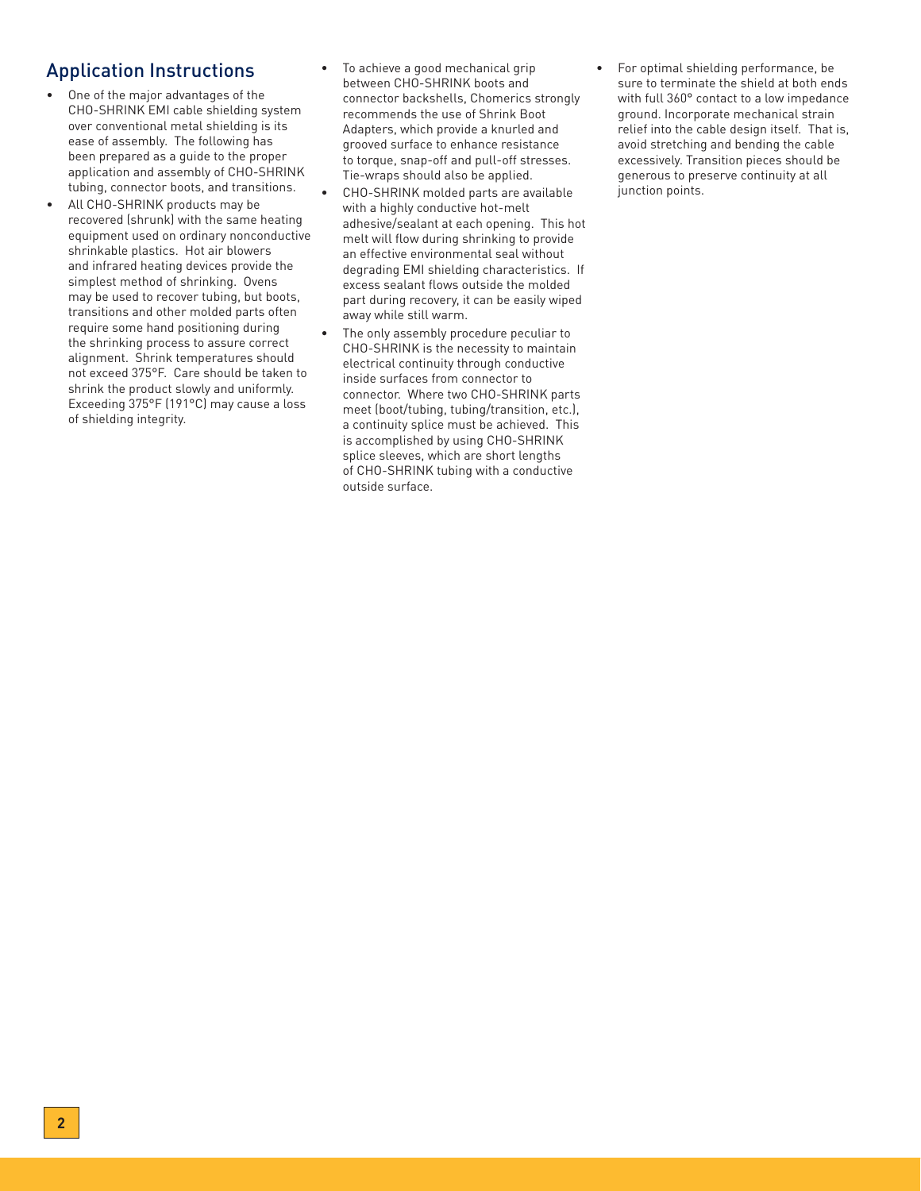## Application Instructions

- One of the major advantages of the CHO-SHRINK EMI cable shielding system over conventional metal shielding is its ease of assembly. The following has been prepared as a guide to the proper application and assembly of CHO-SHRINK tubing, connector boots, and transitions.
- All CHO-SHRINK products may be recovered (shrunk) with the same heating equipment used on ordinary nonconductive shrinkable plastics. Hot air blowers and infrared heating devices provide the simplest method of shrinking. Ovens may be used to recover tubing, but boots, transitions and other molded parts often require some hand positioning during the shrinking process to assure correct alignment. Shrink temperatures should not exceed 375°F. Care should be taken to shrink the product slowly and uniformly. Exceeding 375°F (191°C) may cause a loss of shielding integrity.
- To achieve a good mechanical grip between CHO-SHRINK boots and connector backshells, Chomerics strongly recommends the use of Shrink Boot Adapters, which provide a knurled and grooved surface to enhance resistance to torque, snap-off and pull-off stresses. Tie-wraps should also be applied.
- CHO-SHRINK molded parts are available with a highly conductive hot-melt adhesive/sealant at each opening. This hot melt will flow during shrinking to provide an effective environmental seal without degrading EMI shielding characteristics. If excess sealant flows outside the molded part during recovery, it can be easily wiped away while still warm.
- The only assembly procedure peculiar to CHO-SHRINK is the necessity to maintain electrical continuity through conductive inside surfaces from connector to connector. Where two CHO-SHRINK parts meet (boot/tubing, tubing/transition, etc.), a continuity splice must be achieved. This is accomplished by using CHO-SHRINK splice sleeves, which are short lengths of CHO-SHRINK tubing with a conductive outside surface.
- For optimal shielding performance, be sure to terminate the shield at both ends with full 360° contact to a low impedance ground. Incorporate mechanical strain relief into the cable design itself. That is, avoid stretching and bending the cable excessively. Transition pieces should be generous to preserve continuity at all junction points.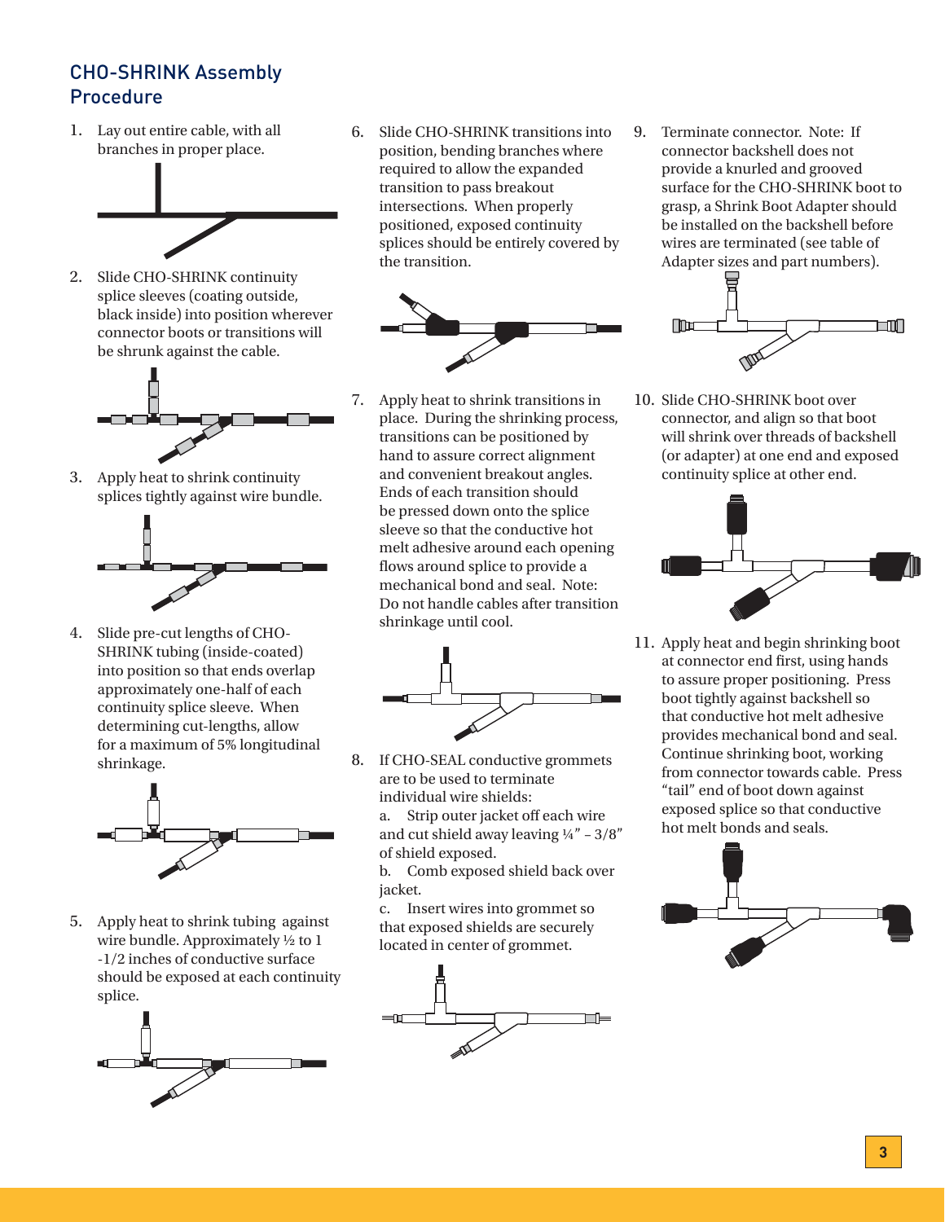## CHO-SHRINK Assembly Procedure

1. Lay out entire cable, with all branches in proper place.

2. Slide CHO-SHRINK continuity splice sleeves (coating outside, black inside) into position wherever connector boots or transitions will be shrunk against the cable.

3. Apply heat to shrink continuity splices tightly against wire bundle.

4. Slide pre-cut lengths of CHO-SHRINK tubing (inside-coated) into position so that ends overlap approximately one-half of each continuity splice sleeve. When determining cut-lengths, allow for a maximum of 5% longitudinal shrinkage.

5. Apply heat to shrink tubing against wire bundle. Approximately ½ to 1 -1/2 inches of conductive surface should be exposed at each continuity splice.

6. Slide CHO-SHRINK transitions into position, bending branches where required to allow the expanded transition to pass breakout intersections. When properly positioned, exposed continuity splices should be entirely covered by the transition.

7. Apply heat to shrink transitions in place. During the shrinking process, transitions can be positioned by hand to assure correct alignment and convenient breakout angles. Ends of each transition should be pressed down onto the splice sleeve so that the conductive hot melt adhesive around each opening flows around splice to provide a mechanical bond and seal. Note: Do not handle cables after transition shrinkage until cool.

8. If CHO-SEAL conductive grommets are to be used to terminate individual wire shields:
   a. Strip outer jacket off each wire and cut shield away leaving ¼" – 3/8" of shield exposed.
   b. Comb exposed shield back over jacket.
   c. Insert wires into grommet so that exposed shields are securely located in center of grommet.

9. Terminate connector. Note: If connector backshell does not provide a knurled and grooved surface for the CHO-SHRINK boot to grasp, a Shrink Boot Adapter should be installed on the backshell before wires are terminated (see table of Adapter sizes and part numbers).

10. Slide CHO-SHRINK boot over connector, and align so that boot will shrink over threads of backshell (or adapter) at one end and exposed continuity splice at other end.

11. Apply heat and begin shrinking boot at connector end first, using hands to assure proper positioning. Press boot tightly against backshell so that conductive hot melt adhesive provides mechanical bond and seal. Continue shrinking boot, working from connector towards cable. Press "tail" end of boot down against exposed splice so that conductive hot melt bonds and seals.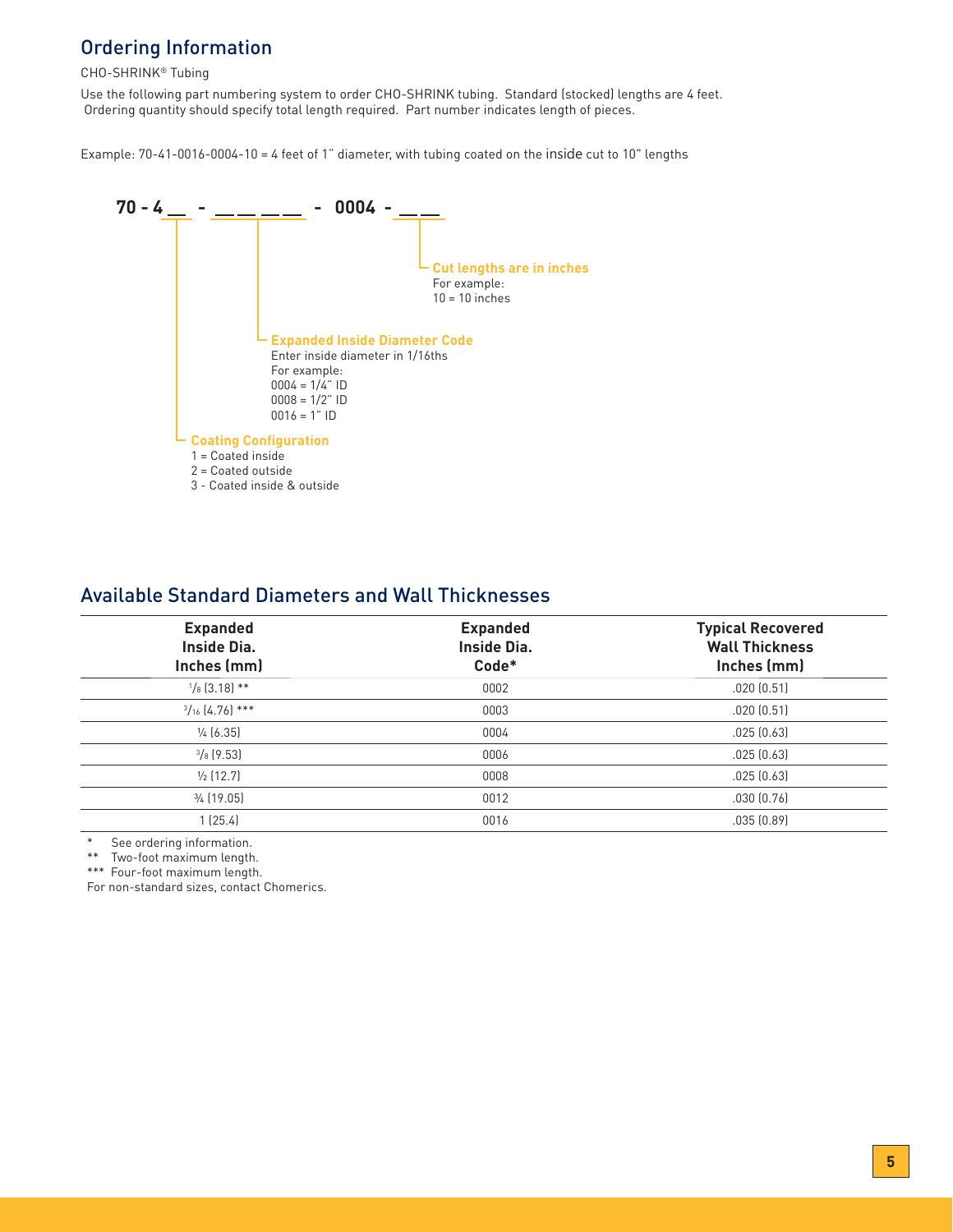## Ordering Information

CHO-SHRINK® Tubing

Use the following part numbering system to order CHO-SHRINK tubing. Standard (stocked) lengths are 4 feet. Ordering quantity should specify total length required. Part number indicates length of pieces.

Example: 70-41-0016-0004-10 = 4 feet of 1" diameter, with tubing coated on the inside cut to 10" lengths

**70 - 4 __ - __ __ __ __ - 0004 - __ __**

**Cut lengths are in inches**
For example:
10 = 10 inches

**Expanded Inside Diameter Code**
Enter inside diameter in 1/16ths
For example:
0004 = 1/4" ID
0008 = 1/2" ID
0016 = 1" ID

**Coating Configuration**
1 = Coated inside
2 = Coated outside
3 - Coated inside & outside

## Available Standard Diameters and Wall Thicknesses

| Expanded Inside Dia. Inches (mm) | Expanded Inside Dia. Code* | Typical Recovered Wall Thickness Inches (mm) |
|---|---|---|
| 1/8 (3.18) ** | 0002 | .020 (0.51) |
| 3/16 (4.76) *** | 0003 | .020 (0.51) |
| ¼ (6.35) | 0004 | .025 (0.63) |
| 3/8 (9.53) | 0006 | .025 (0.63) |
| ½ (12.7) | 0008 | .025 (0.63) |
| ¾ (19.05) | 0012 | .030 (0.76) |
| 1 (25.4) | 0016 | .035 (0.89) |

\* See ordering information.
\*\* Two-foot maximum length.
\*\*\* Four-foot maximum length.
For non-standard sizes, contact Chomerics.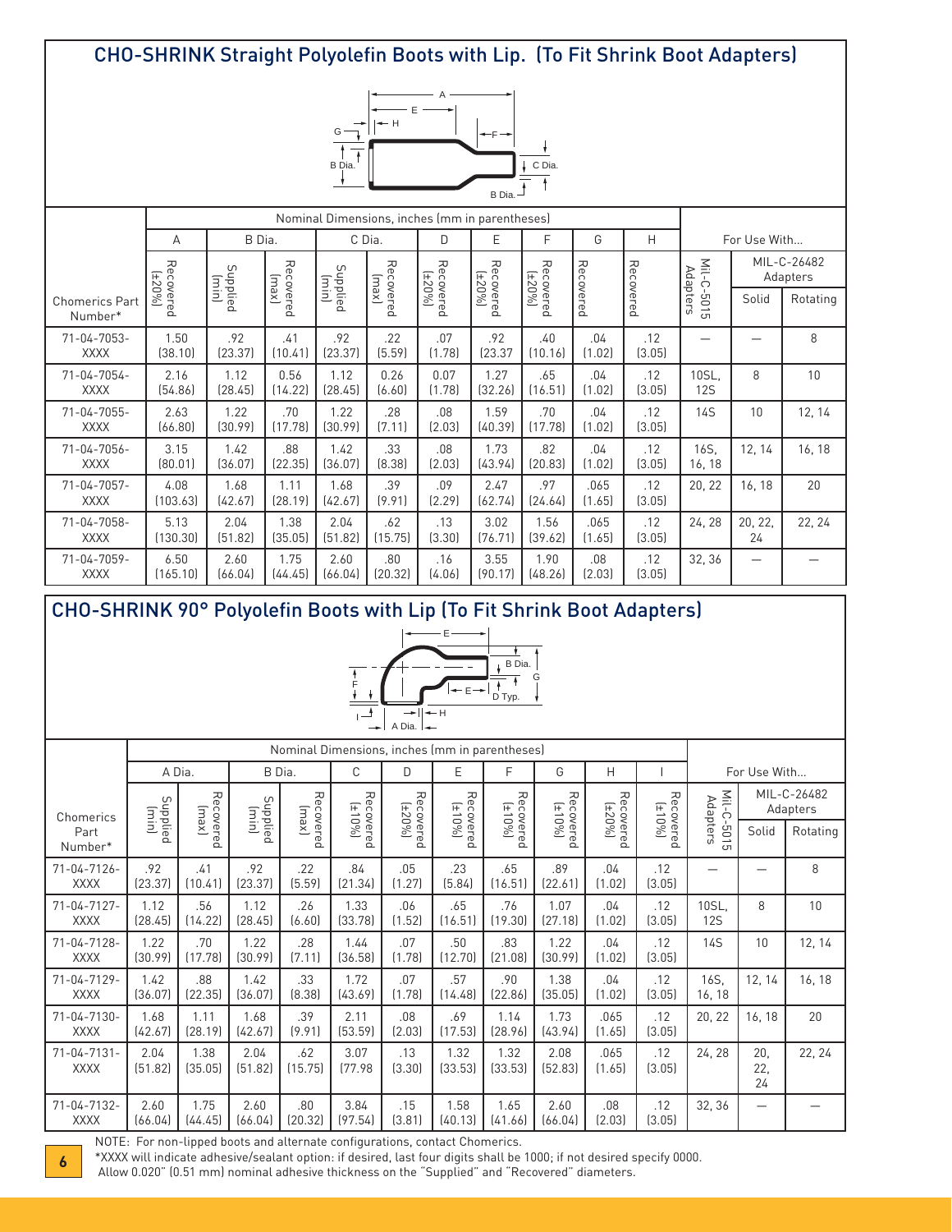## CHO-SHRINK Straight Polyolefin Boots with Lip. (To Fit Shrink Boot Adapters)

| Chomerics Part Number* | A | B Dia. | | C Dia. | | D | E | F | G | H | For Use With... | | |
|---|---|---|---|---|---|---|---|---|---|---|---|---|---|
| | Recovered (±20%) | Supplied (min) | Recovered (max) | Supplied (min) | Recovered (max) | Recovered (±20%) | Recovered (±20%) | Recovered (±20%) | Recovered | Recovered | Mil-C-5015 Adapters | MIL-C-26482 Adapters Solid | MIL-C-26482 Adapters Rotating |
| 71-04-7053-XXXX | 1.50 (38.10) | .92 (23.37) | .41 (10.41) | .92 (23.37) | .22 (5.59) | .07 (1.78) | .92 (23.37 | .40 (10.16) | .04 (1.02) | .12 (3.05) | — | — | 8 |
| 71-04-7054-XXXX | 2.16 (54.86) | 1.12 (28.45) | 0.56 (14.22) | 1.12 (28.45) | 0.26 (6.60) | 0.07 (1.78) | 1.27 (32.26) | .65 (16.51) | .04 (1.02) | .12 (3.05) | 10SL, 12S | 8 | 10 |
| 71-04-7055-XXXX | 2.63 (66.80) | 1.22 (30.99) | .70 (17.78) | 1.22 (30.99) | .28 (7.11) | .08 (2.03) | 1.59 (40.39) | .70 (17.78) | .04 (1.02) | .12 (3.05) | 14S | 10 | 12, 14 |
| 71-04-7056-XXXX | 3.15 (80.01) | 1.42 (36.07) | .88 (22.35) | 1.42 (36.07) | .33 (8.38) | .08 (2.03) | 1.73 (43.94) | .82 (20.83) | .04 (1.02) | .12 (3.05) | 16S, 16, 18 | 12, 14 | 16, 18 |
| 71-04-7057-XXXX | 4.08 (103.63) | 1.68 (42.67) | 1.11 (28.19) | 1.68 (42.67) | .39 (9.91) | .09 (2.29) | 2.47 (62.74) | .97 (24.64) | .065 (1.65) | .12 (3.05) | 20, 22 | 16, 18 | 20 |
| 71-04-7058-XXXX | 5.13 (130.30) | 2.04 (51.82) | 1.38 (35.05) | 2.04 (51.82) | .62 (15.75) | .13 (3.30) | 3.02 (76.71) | 1.56 (39.62) | .065 (1.65) | .12 (3.05) | 24, 28 | 20, 22, 24 | 22, 24 |
| 71-04-7059-XXXX | 6.50 (165.10) | 2.60 (66.04) | 1.75 (44.45) | 2.60 (66.04) | .80 (20.32) | .16 (4.06) | 3.55 (90.17) | 1.90 (48.26) | .08 (2.03) | .12 (3.05) | 32, 36 | — | — |

Nominal Dimensions, inches (mm in parentheses)

## CHO-SHRINK 90° Polyolefin Boots with Lip (To Fit Shrink Boot Adapters)

| Chomerics Part Number* | A Dia. | | B Dia. | | C | D | E | F | G | H | I | For Use With... | | |
|---|---|---|---|---|---|---|---|---|---|---|---|---|---|---|
| | Supplied (min) | Recovered (max) | Supplied (min) | Recovered (max) | Recovered (±10%) | Recovered (±20%) | Recovered (±10%) | Recovered (±10%) | Recovered (±10%) | Recovered (±20%) | Recovered (±10%) | Mil-C-5015 Adapters | MIL-C-26482 Adapters Solid | MIL-C-26482 Adapters Rotating |
| 71-04-7126-XXXX | .92 (23.37) | .41 (10.41) | .92 (23.37) | .22 (5.59) | .84 (21.34) | .05 (1.27) | .23 (5.84) | .65 (16.51) | .89 (22.61) | .04 (1.02) | .12 (3.05) | — | — | 8 |
| 71-04-7127-XXXX | 1.12 (28.45) | .56 (14.22) | 1.12 (28.45) | .26 (6.60) | 1.33 (33.78) | .06 (1.52) | .65 (16.51) | .76 (19.30) | 1.07 (27.18) | .04 (1.02) | .12 (3.05) | 10SL, 12S | 8 | 10 |
| 71-04-7128-XXXX | 1.22 (30.99) | .70 (17.78) | 1.22 (30.99) | .28 (7.11) | 1.44 (36.58) | .07 (1.78) | .50 (12.70) | .83 (21.08) | 1.22 (30.99) | .04 (1.02) | .12 (3.05) | 14S | 10 | 12, 14 |
| 71-04-7129-XXXX | 1.42 (36.07) | .88 (22.35) | 1.42 (36.07) | .33 (8.38) | 1.72 (43.69) | .07 (1.78) | .57 (14.48) | .90 (22.86) | 1.38 (35.05) | .04 (1.02) | .12 (3.05) | 16S, 16, 18 | 12, 14 | 16, 18 |
| 71-04-7130-XXXX | 1.68 (42.67) | 1.11 (28.19) | 1.68 (42.67) | .39 (9.91) | 2.11 (53.59) | .08 (2.03) | .69 (17.53) | 1.14 (28.96) | 1.73 (43.94) | .065 (1.65) | .12 (3.05) | 20, 22 | 16, 18 | 20 |
| 71-04-7131-XXXX | 2.04 (51.82) | 1.38 (35.05) | 2.04 (51.82) | .62 (15.75) | 3.07 (77.98 | .13 (3.30) | 1.32 (33.53) | 1.32 (33.53) | 2.08 (52.83) | .065 (1.65) | .12 (3.05) | 24, 28 | 20, 22, 24 | 22, 24 |
| 71-04-7132-XXXX | 2.60 (66.04) | 1.75 (44.45) | 2.60 (66.04) | .80 (20.32) | 3.84 (97.54) | .15 (3.81) | 1.58 (40.13) | 1.65 (41.66) | 2.60 (66.04) | .08 (2.03) | .12 (3.05) | 32, 36 | — | — |

Nominal Dimensions, inches (mm in parentheses)

NOTE: For non-lipped boots and alternate configurations, contact Chomerics.

*XXXX will indicate adhesive/sealant option: if desired, last four digits shall be 1000; if not desired specify 0000. Allow 0.020" (0.51 mm) nominal adhesive thickness on the "Supplied" and "Recovered" diameters.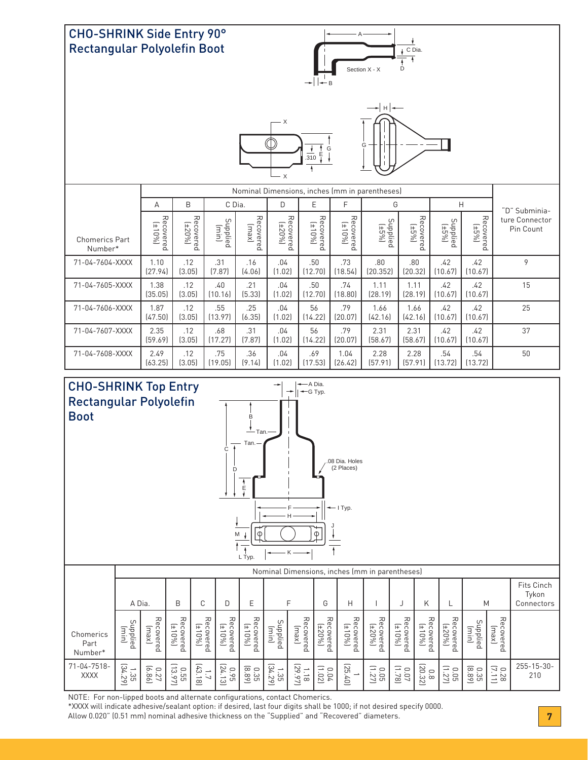## CHO-SHRINK Side Entry 90° Rectangular Polyolefin Boot

| Chomerics Part Number* | A | B | C Dia. | | D | E | F | G | | H | | "D" Subminiature Connector Pin Count |
|---|---|---|---|---|---|---|---|---|---|---|---|---|
| | Recovered (±10%) | Recovered (±20%) | Supplied (min) | Recovered (max) | Recovered (±20%) | Recovered (±10%) | Recovered (±10%) | Supplied (±5%) | Recovered (±5%) | Supplied (±5%) | Recovered (±5%) | |
| 71-04-7604-XXXX | 1.10 (27.94) | .12 (3.05) | .31 (7.87) | .16 (4.06) | .04 (1.02) | .50 (12.70) | .73 (18.54) | .80 (20.352) | .80 (20.32) | .42 (10.67) | .42 (10.67) | 9 |
| 71-04-7605-XXXX | 1.38 (35.05) | .12 (3.05) | .40 (10.16) | .21 (5.33) | .04 (1.02) | .50 (12.70) | .74 (18.80) | 1.11 (28.19) | 1.11 (28.19) | .42 (10.67) | .42 (10.67) | 15 |
| 71-04-7606-XXXX | 1.87 (47.50) | .12 (3.05) | .55 (13.97) | .25 (6.35) | .04 (1.02) | 56 (14.22) | .79 (20.07) | 1.66 (42.16) | 1.66 (42.16) | .42 (10.67) | .42 (10.67) | 25 |
| 71-04-7607-XXXX | 2.35 (59.69) | .12 (3.05) | .68 (17.27) | .31 (7.87) | .04 (1.02) | 56 (14.22) | .79 (20.07) | 2.31 (58.67) | 2.31 (58.67) | .42 (10.67) | .42 (10.67) | 37 |
| 71-04-7608-XXXX | 2.49 (63.25) | .12 (3.05) | .75 (19.05) | .36 (9.14) | .04 (1.02) | .69 (17.53) | 1.04 (26.42) | 2.28 (57.91) | 2.28 (57.91) | .54 (13.72) | .54 (13.72) | 50 |

Nominal Dimensions, inches (mm in parentheses)

## CHO-SHRINK Top Entry Rectangular Polyolefin Boot

| Chomerics Part Number* | A Dia. | | B | C | D | E | F | | G | H | I | J | K | L | M | | Fits Cinch Tykon Connectors |
|---|---|---|---|---|---|---|---|---|---|---|---|---|---|---|---|---|---|
| | Supplied (min) | Recovered (max) | Recovered (±10%) | Recovered (±10%) | Recovered (±10%) | Recovered (±10%) | Supplied (min) | Recovered (max) | Recovered (±20%) | Recovered (±10%) | Recovered (±20%) | Recovered (±10%) | Recovered (±10%) | Recovered (±20%) | Supplied (min) | Recovered (max) | |
| 71-04-7518-XXXX | 1.35 (34.29) | 0.27 (6.86) | 0.55 (13.97) | 1.7 (43.18) | 0.95 (24.13) | 0.35 (8.89) | 1.35 (34.29) | 1.18 (29.97) | 0.04 (1.02) | 1 (25.40) | 0.05 (1.27) | 0.07 (1.78) | 0.8 (20.32) | 0.05 (1.27) | 0.35 (8.89) | 0.28 (7.11) | 255-15-30-210 |

Nominal Dimensions, inches (mm in parentheses)

NOTE: For non-lipped boots and alternate configurations, contact Chomerics.
*XXXX will indicate adhesive/sealant option: if desired, last four digits shall be 1000; if not desired specify 0000.
Allow 0.020" (0.51 mm) nominal adhesive thickness on the "Supplied" and "Recovered" diameters.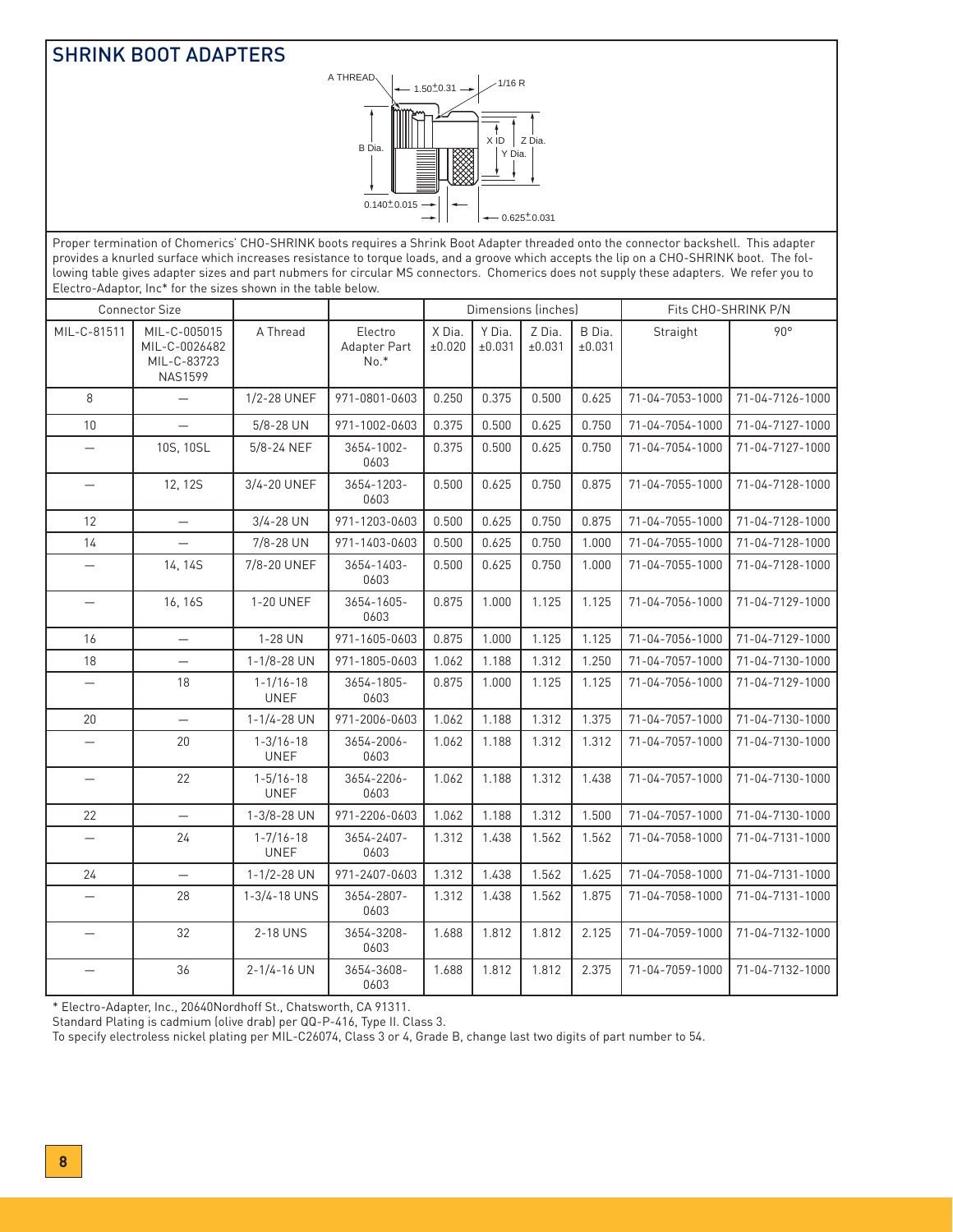## SHRINK BOOT ADAPTERS

A THREAD | 1.50±0.31 | 1/16 R | B Dia. | X ID | Z Dia. | Y Dia. | 0.140±0.015 | 0.625±0.031

Proper termination of Chomerics' CHO-SHRINK boots requires a Shrink Boot Adapter threaded onto the connector backshell. This adapter provides a knurled surface which increases resistance to torque loads, and a groove which accepts the lip on a CHO-SHRINK boot. The following table gives adapter sizes and part nubmers for circular MS connectors. Chomerics does not supply these adapters. We refer you to Electro-Adaptor, Inc* for the sizes shown in the table below.

| Connector Size | | | | Dimensions (inches) | | | | Fits CHO-SHRINK P/N | |
|---|---|---|---|---|---|---|---|---|---|
| MIL-C-81511 | MIL-C-005015 MIL-C-0026482 MIL-C-83723 NAS1599 | A Thread | Electro Adapter Part No.* | X Dia. ±0.020 | Y Dia. ±0.031 | Z Dia. ±0.031 | B Dia. ±0.031 | Straight | 90° |
| 8 | — | 1/2-28 UNEF | 971-0801-0603 | 0.250 | 0.375 | 0.500 | 0.625 | 71-04-7053-1000 | 71-04-7126-1000 |
| 10 | — | 5/8-28 UN | 971-1002-0603 | 0.375 | 0.500 | 0.625 | 0.750 | 71-04-7054-1000 | 71-04-7127-1000 |
| — | 10S, 10SL | 5/8-24 NEF | 3654-1002-0603 | 0.375 | 0.500 | 0.625 | 0.750 | 71-04-7054-1000 | 71-04-7127-1000 |
| — | 12, 12S | 3/4-20 UNEF | 3654-1203-0603 | 0.500 | 0.625 | 0.750 | 0.875 | 71-04-7055-1000 | 71-04-7128-1000 |
| 12 | — | 3/4-28 UN | 971-1203-0603 | 0.500 | 0.625 | 0.750 | 0.875 | 71-04-7055-1000 | 71-04-7128-1000 |
| 14 | — | 7/8-28 UN | 971-1403-0603 | 0.500 | 0.625 | 0.750 | 1.000 | 71-04-7055-1000 | 71-04-7128-1000 |
| — | 14, 14S | 7/8-20 UNEF | 3654-1403-0603 | 0.500 | 0.625 | 0.750 | 1.000 | 71-04-7055-1000 | 71-04-7128-1000 |
| — | 16, 16S | 1-20 UNEF | 3654-1605-0603 | 0.875 | 1.000 | 1.125 | 1.125 | 71-04-7056-1000 | 71-04-7129-1000 |
| 16 | — | 1-28 UN | 971-1605-0603 | 0.875 | 1.000 | 1.125 | 1.125 | 71-04-7056-1000 | 71-04-7129-1000 |
| 18 | — | 1-1/8-28 UN | 971-1805-0603 | 1.062 | 1.188 | 1.312 | 1.250 | 71-04-7057-1000 | 71-04-7130-1000 |
| — | 18 | 1-1/16-18 UNEF | 3654-1805-0603 | 0.875 | 1.000 | 1.125 | 1.125 | 71-04-7056-1000 | 71-04-7129-1000 |
| 20 | — | 1-1/4-28 UN | 971-2006-0603 | 1.062 | 1.188 | 1.312 | 1.375 | 71-04-7057-1000 | 71-04-7130-1000 |
| — | 20 | 1-3/16-18 UNEF | 3654-2006-0603 | 1.062 | 1.188 | 1.312 | 1.312 | 71-04-7057-1000 | 71-04-7130-1000 |
| — | 22 | 1-5/16-18 UNEF | 3654-2206-0603 | 1.062 | 1.188 | 1.312 | 1.438 | 71-04-7057-1000 | 71-04-7130-1000 |
| 22 | — | 1-3/8-28 UN | 971-2206-0603 | 1.062 | 1.188 | 1.312 | 1.500 | 71-04-7057-1000 | 71-04-7130-1000 |
| — | 24 | 1-7/16-18 UNEF | 3654-2407-0603 | 1.312 | 1.438 | 1.562 | 1.562 | 71-04-7058-1000 | 71-04-7131-1000 |
| 24 | — | 1-1/2-28 UN | 971-2407-0603 | 1.312 | 1.438 | 1.562 | 1.625 | 71-04-7058-1000 | 71-04-7131-1000 |
| — | 28 | 1-3/4-18 UNS | 3654-2807-0603 | 1.312 | 1.438 | 1.562 | 1.875 | 71-04-7058-1000 | 71-04-7131-1000 |
| — | 32 | 2-18 UNS | 3654-3208-0603 | 1.688 | 1.812 | 1.812 | 2.125 | 71-04-7059-1000 | 71-04-7132-1000 |
| — | 36 | 2-1/4-16 UN | 3654-3608-0603 | 1.688 | 1.812 | 1.812 | 2.375 | 71-04-7059-1000 | 71-04-7132-1000 |

* Electro-Adapter, Inc., 20640Nordhoff St., Chatsworth, CA 91311.

Standard Plating is cadmium (olive drab) per QQ-P-416, Type II. Class 3.

To specify electroless nickel plating per MIL-C26074, Class 3 or 4, Grade B, change last two digits of part number to 54.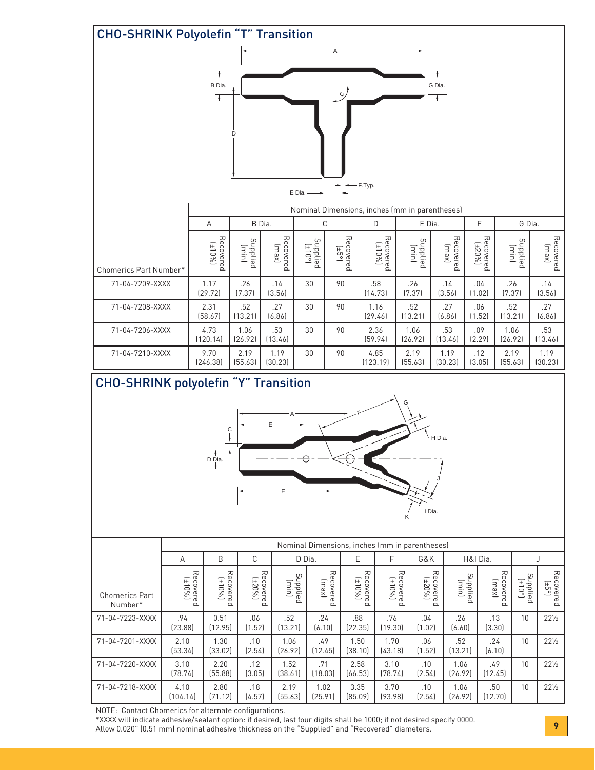## CHO-SHRINK Polyolefin "T" Transition

| Chomerics Part Number* | A | B Dia. | | C | | D | E Dia. | | F | G Dia. | |
|---|---|---|---|---|---|---|---|---|---|---|---|
| | Nominal Dimensions, inches (mm in parentheses) | | | | | | | | | | |
| | Recovered (±10%) | Supplied (min) | Recovered (max) | Supplied (±10°) | Recovered (±5°) | Recovered (±10%) | Supplied (min) | Recovered (max) | Recovered (±20%) | Supplied (min) | Recovered (max) |
| 71-04-7209-XXXX | 1.17 (29.72) | .26 (7.37) | .14 (3.56) | 30 | 90 | .58 (14.73) | .26 (7.37) | .14 (3.56) | .04 (1.02) | .26 (7.37) | .14 (3.56) |
| 71-04-7208-XXXX | 2.31 (58.67) | .52 (13.21) | .27 (6.86) | 30 | 90 | 1.16 (29.46) | .52 (13.21) | .27 (6.86) | .06 (1.52) | .52 (13.21) | .27 (6.86) |
| 71-04-7206-XXXX | 4.73 (120.14) | 1.06 (26.92) | .53 (13.46) | 30 | 90 | 2.36 (59.94) | 1.06 (26.92) | .53 (13.46) | .09 (2.29) | 1.06 (26.92) | .53 (13.46) |
| 71-04-7210-XXXX | 9.70 (246.38) | 2.19 (55.63) | 1.19 (30.23) | 30 | 90 | 4.85 (123.19) | 2.19 (55.63) | 1.19 (30.23) | .12 (3.05) | 2.19 (55.63) | 1.19 (30.23) |

## CHO-SHRINK polyolefin "Y" Transition

| Chomerics Part Number* | A | B | C | D Dia. | | E | F | G&K | H&I Dia. | | J | |
|---|---|---|---|---|---|---|---|---|---|---|---|---|
| | Nominal Dimensions, inches (mm in parentheses) | | | | | | | | | | | |
| | Recovered (±10%) | Recovered (±10%) | Recovered (±20%) | Supplied (min) | Recovered (max) | Recovered (±10%) | Recovered (±10%) | Recovered (±20%) | Supplied (min) | Recovered (max) | Supplied (±10°) | Recovered (±5°) |
| 71-04-7223-XXXX | .94 (23.88) | 0.51 (12.95) | .06 (1.52) | .52 (13.21) | .24 (6.10) | .88 (22.35) | .76 (19.30) | .04 (1.02) | .26 (6.60) | .13 (3.30) | 10 | 22½ |
| 71-04-7201-XXXX | 2.10 (53.34) | 1.30 (33.02) | .10 (2.54) | 1.06 (26.92) | .49 (12.45) | 1.50 (38.10) | 1.70 (43.18) | .06 (1.52) | .52 (13.21) | .24 (6.10) | 10 | 22½ |
| 71-04-7220-XXXX | 3.10 (78.74) | 2.20 (55.88) | .12 (3.05) | 1.52 (38.61) | .71 (18.03) | 2.58 (66.53) | 3.10 (78.74) | .10 (2.54) | 1.06 (26.92) | .49 (12.45) | 10 | 22½ |
| 71-04-7218-XXXX | 4.10 (104.14) | 2.80 (71.12) | .18 (4.57) | 2.19 (55.63) | 1.02 (25.91) | 3.35 (85.09) | 3.70 (93.98) | .10 (2.54) | 1.06 (26.92) | .50 (12.70) | 10 | 22½ |

NOTE: Contact Chomerics for alternate configurations.

*XXXX will indicate adhesive/sealant option: if desired, last four digits shall be 1000; if not desired specify 0000.
Allow 0.020" (0.51 mm) nominal adhesive thickness on the "Supplied" and "Recovered" diameters.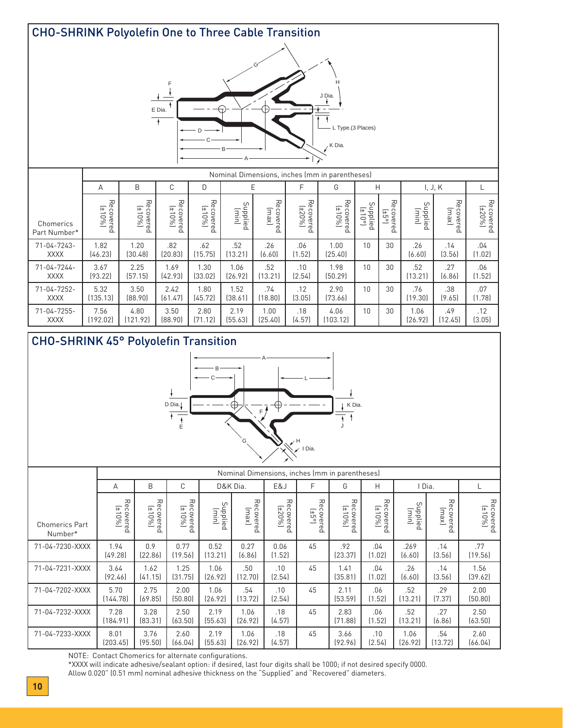## CHO-SHRINK Polyolefin One to Three Cable Transition

| Chomerics Part Number* | A | B | C | D | E | | F | G | H | | I, J, K | | L |
|---|---|---|---|---|---|---|---|---|---|---|---|---|---|
| | Recovered (±10%) | Recovered (±10%) | Recovered (±10%) | Recovered (±10%) | Supplied (min) | Recovered (max) | Recovered (±20%) | Recovered (±10%) | Supplied (±10°) | Recovered (±5°) | Supplied (min) | Recovered (max) | Recovered (±20%) |
| 71-04-7243-XXXX | 1.82 (46.23) | 1.20 (30.48) | .82 (20.83) | .62 (15.75) | .52 (13.21) | .26 (6.60) | .06 (1.52) | 1.00 (25.40) | 10 | 30 | .26 (6.60) | .14 (3.56) | .04 (1.02) |
| 71-04-7244-XXXX | 3.67 (93.22) | 2.25 (57.15) | 1.69 (42.93) | 1.30 (33.02) | 1.06 (26.92) | .52 (13.21) | .10 (2.54) | 1.98 (50.29) | 10 | 30 | .52 (13.21) | .27 (6.86) | .06 (1.52) |
| 71-04-7252-XXXX | 5.32 (135.13) | 3.50 (88.90) | 2.42 (61.47) | 1.80 (45.72) | 1.52 (38.61) | .74 (18.80) | .12 (3.05) | 2.90 (73.66) | 10 | 30 | .76 (19.30) | .38 (9.65) | .07 (1.78) |
| 71-04-7255-XXXX | 7.56 (192.02) | 4.80 (121.92) | 3.50 (88.90) | 2.80 (71.12) | 2.19 (55.63) | 1.00 (25.40) | .18 (4.57) | 4.06 (103.12) | 10 | 30 | 1.06 (26.92) | .49 (12.45) | .12 (3.05) |

Nominal Dimensions, inches (mm in parentheses)

## CHO-SHRINK 45° Polyolefin Transition

| Chomerics Part Number* | A | B | C | D&K Dia. | | E&J | F | G | H | I Dia. | | L |
|---|---|---|---|---|---|---|---|---|---|---|---|---|
| | Recovered (±10%) | Recovered (±10%) | Recovered (±10%) | Supplied (min) | Recovered (max) | Recovered (±20%) | Recovered (±5°) | Recovered (±10%) | Recovered (±10%) | Supplied (min) | Recovered (max) | Recovered (±10%) |
| 71-04-7230-XXXX | 1.94 (49.28) | 0.9 (22.86) | 0.77 (19.56) | 0.52 (13.21) | 0.27 (6.86) | 0.06 (1.52) | 45 | .92 (23.37) | .04 (1.02) | .269 (6.60) | .14 (3.56) | .77 (19.56) |
| 71-04-7231-XXXX | 3.64 (92.46) | 1.62 (41.15) | 1.25 (31.75) | 1.06 (26.92) | .50 (12.70) | .10 (2.54) | 45 | 1.41 (35.81) | .04 (1.02) | .26 (6.60) | .14 (3.56) | 1.56 (39.62) |
| 71-04-7202-XXXX | 5.70 (144.78) | 2.75 (69.85) | 2.00 (50.80) | 1.06 (26.92) | .54 (13.72) | .10 (2.54) | 45 | 2.11 (53.59) | .06 (1.52) | .52 (13.21) | .29 (7.37) | 2.00 (50.80) |
| 71-04-7232-XXXX | 7.28 (184.91) | 3.28 (83.31) | 2.50 (63.50) | 2.19 (55.63) | 1.06 (26.92) | .18 (4.57) | 45 | 2.83 (71.88) | .06 (1.52) | .52 (13.21) | .27 (6.86) | 2.50 (63.50) |
| 71-04-7233-XXXX | 8.01 (203.45) | 3.76 (95.50) | 2.60 (66.04) | 2.19 (55.63) | 1.06 (26.92) | .18 (4.57) | 45 | 3.66 (92.96) | .10 (2.54) | 1.06 (26.92) | .54 (13.72) | 2.60 (66.04) |

Nominal Dimensions, inches (mm in parentheses)

NOTE: Contact Chomerics for alternate configurations.

*XXXX will indicate adhesive/sealant option: if desired, last four digits shall be 1000; if not desired specify 0000.

Allow 0.020" (0.51 mm) nominal adhesive thickness on the "Supplied" and "Recovered" diameters.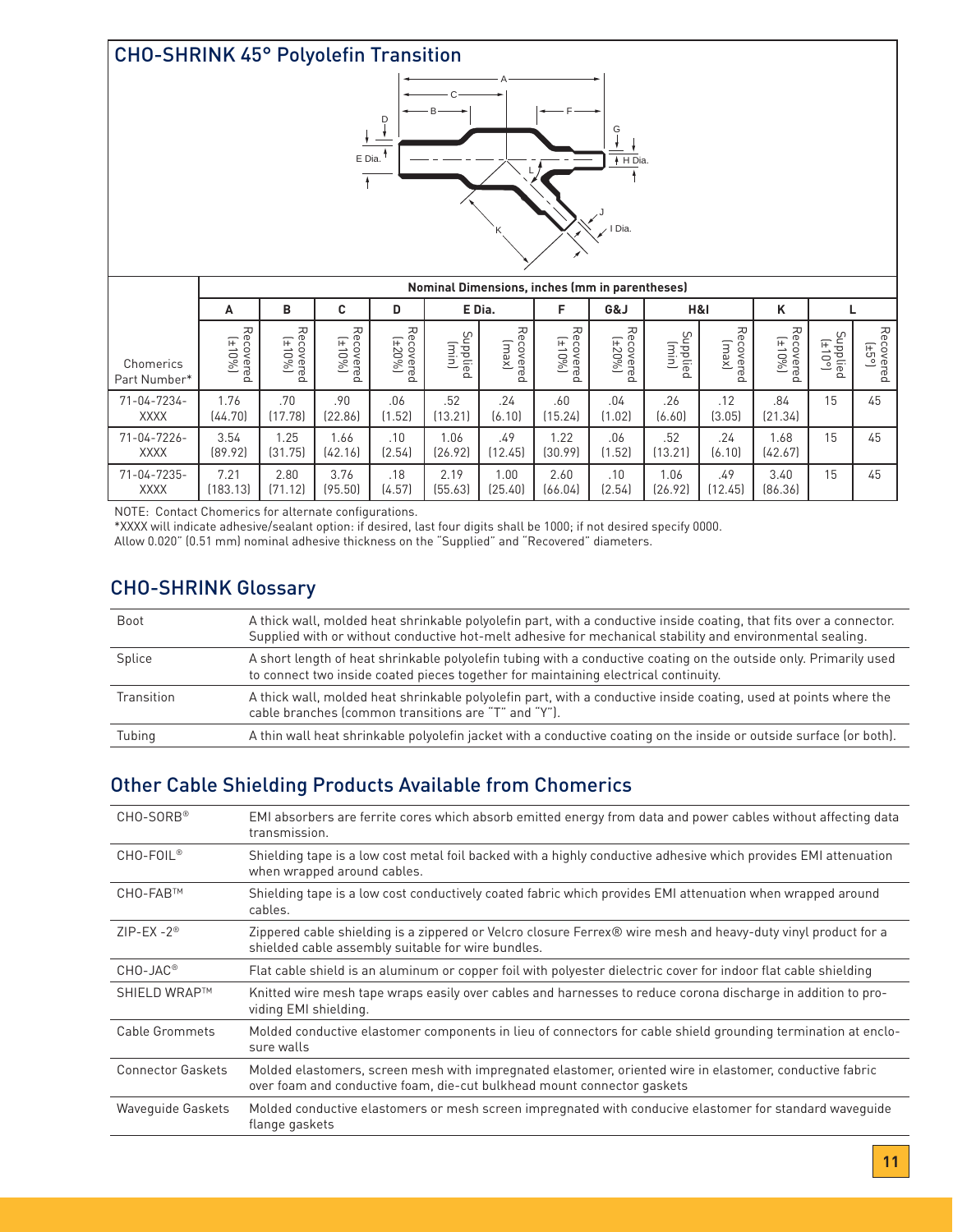## CHO-SHRINK 45° Polyolefin Transition

A
C
B
F
D
G
E Dia.
H Dia.
L
J
I Dia.
K

| Chomerics Part Number* | Nominal Dimensions, inches (mm in parentheses) | | | | | | | | | | | | |
|---|---|---|---|---|---|---|---|---|---|---|---|---|---|
| | A | B | C | D | E Dia. | | F | G&J | H&I | | K | L | |
| | Recovered (±10%) | Recovered (±10%) | Recovered (±10%) | Recovered (±20%) | Supplied (min) | Recovered (max) | Recovered (±10%) | Recovered (±20%) | Supplied (min) | Recovered (max) | Recovered (±10%) | Supplied (±10°) | Recovered (±5°) |
| 71-04-7234-XXXX | 1.76 (44.70) | .70 (17.78) | .90 (22.86) | .06 (1.52) | .52 (13.21) | .24 (6.10) | .60 (15.24) | .04 (1.02) | .26 (6.60) | .12 (3.05) | .84 (21.34) | 15 | 45 |
| 71-04-7226-XXXX | 3.54 (89.92) | 1.25 (31.75) | 1.66 (42.16) | .10 (2.54) | 1.06 (26.92) | .49 (12.45) | 1.22 (30.99) | .06 (1.52) | .52 (13.21) | .24 (6.10) | 1.68 (42.67) | 15 | 45 |
| 71-04-7235-XXXX | 7.21 (183.13) | 2.80 (71.12) | 3.76 (95.50) | .18 (4.57) | 2.19 (55.63) | 1.00 (25.40) | 2.60 (66.04) | .10 (2.54) | 1.06 (26.92) | .49 (12.45) | 3.40 (86.36) | 15 | 45 |

NOTE: Contact Chomerics for alternate configurations.
*XXXX will indicate adhesive/sealant option: if desired, last four digits shall be 1000; if not desired specify 0000.
Allow 0.020" (0.51 mm) nominal adhesive thickness on the "Supplied" and "Recovered" diameters.

## CHO-SHRINK Glossary

| | |
|---|---|
| Boot | A thick wall, molded heat shrinkable polyolefin part, with a conductive inside coating, that fits over a connector. Supplied with or without conductive hot-melt adhesive for mechanical stability and environmental sealing. |
| Splice | A short length of heat shrinkable polyolefin tubing with a conductive coating on the outside only. Primarily used to connect two inside coated pieces together for maintaining electrical continuity. |
| Transition | A thick wall, molded heat shrinkable polyolefin part, with a conductive inside coating, used at points where the cable branches (common transitions are "T" and "Y"). |
| Tubing | A thin wall heat shrinkable polyolefin jacket with a conductive coating on the inside or outside surface (or both). |

## Other Cable Shielding Products Available from Chomerics

| | |
|---|---|
| CHO-SORB® | EMI absorbers are ferrite cores which absorb emitted energy from data and power cables without affecting data transmission. |
| CHO-FOIL® | Shielding tape is a low cost metal foil backed with a highly conductive adhesive which provides EMI attenuation when wrapped around cables. |
| CHO-FAB™ | Shielding tape is a low cost conductively coated fabric which provides EMI attenuation when wrapped around cables. |
| ZIP-EX -2® | Zippered cable shielding is a zippered or Velcro closure Ferrex® wire mesh and heavy-duty vinyl product for a shielded cable assembly suitable for wire bundles. |
| CHO-JAC® | Flat cable shield is an aluminum or copper foil with polyester dielectric cover for indoor flat cable shielding |
| SHIELD WRAP™ | Knitted wire mesh tape wraps easily over cables and harnesses to reduce corona discharge in addition to providing EMI shielding. |
| Cable Grommets | Molded conductive elastomer components in lieu of connectors for cable shield grounding termination at enclosure walls |
| Connector Gaskets | Molded elastomers, screen mesh with impregnated elastomer, oriented wire in elastomer, conductive fabric over foam and conductive foam, die-cut bulkhead mount connector gaskets |
| Waveguide Gaskets | Molded conductive elastomers or mesh screen impregnated with conducive elastomer for standard waveguide flange gaskets |